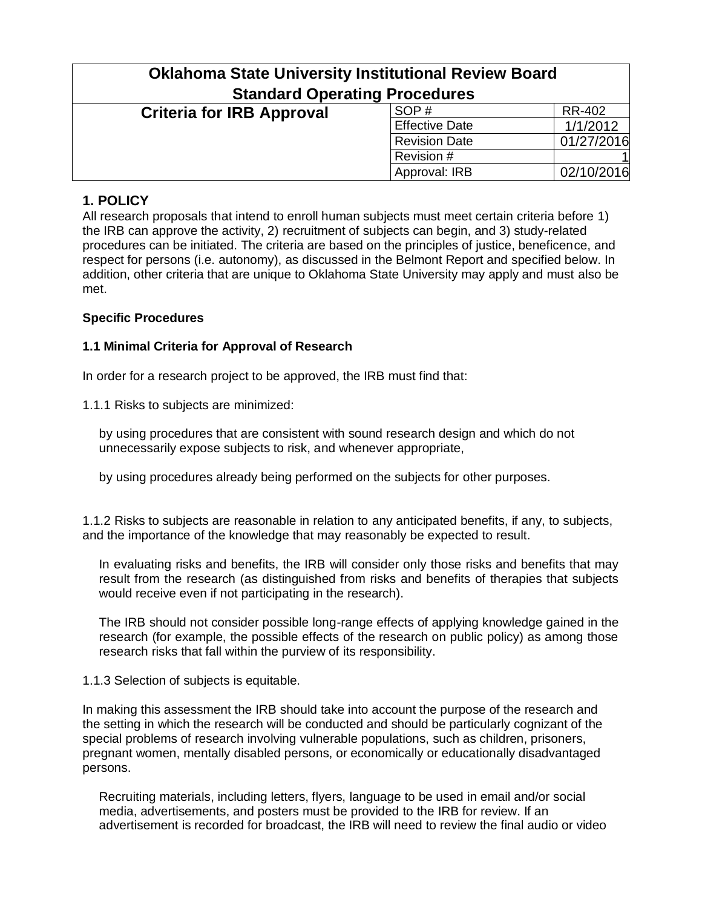| Oklahoma State University Institutional Review Board Standard Operating Procedures | | |
|---|---|---|
| **Criteria for IRB Approval** | SOP # | RR-402 |
| | Effective Date | 1/1/2012 |
| | Revision Date | 01/27/2016 |
| | Revision # | 1 |
| | Approval: IRB | 02/10/2016 |

## 1. POLICY

All research proposals that intend to enroll human subjects must meet certain criteria before 1) the IRB can approve the activity, 2) recruitment of subjects can begin, and 3) study-related procedures can be initiated. The criteria are based on the principles of justice, beneficence, and respect for persons (i.e. autonomy), as discussed in the Belmont Report and specified below. In addition, other criteria that are unique to Oklahoma State University may apply and must also be met.

**Specific Procedures**

### 1.1 Minimal Criteria for Approval of Research

In order for a research project to be approved, the IRB must find that:

1.1.1 Risks to subjects are minimized:

by using procedures that are consistent with sound research design and which do not unnecessarily expose subjects to risk, and whenever appropriate,

by using procedures already being performed on the subjects for other purposes.

1.1.2 Risks to subjects are reasonable in relation to any anticipated benefits, if any, to subjects, and the importance of the knowledge that may reasonably be expected to result.

In evaluating risks and benefits, the IRB will consider only those risks and benefits that may result from the research (as distinguished from risks and benefits of therapies that subjects would receive even if not participating in the research).

The IRB should not consider possible long-range effects of applying knowledge gained in the research (for example, the possible effects of the research on public policy) as among those research risks that fall within the purview of its responsibility.

1.1.3 Selection of subjects is equitable.

In making this assessment the IRB should take into account the purpose of the research and the setting in which the research will be conducted and should be particularly cognizant of the special problems of research involving vulnerable populations, such as children, prisoners, pregnant women, mentally disabled persons, or economically or educationally disadvantaged persons.

Recruiting materials, including letters, flyers, language to be used in email and/or social media, advertisements, and posters must be provided to the IRB for review. If an advertisement is recorded for broadcast, the IRB will need to review the final audio or video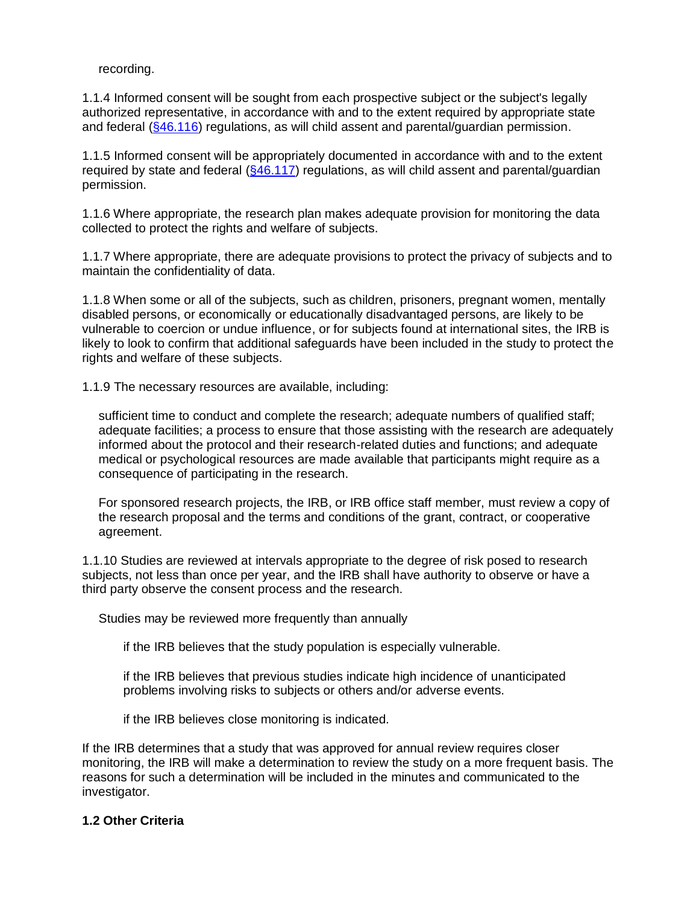recording.

1.1.4 Informed consent will be sought from each prospective subject or the subject's legally authorized representative, in accordance with and to the extent required by appropriate state and federal (§46.116) regulations, as will child assent and parental/guardian permission.

1.1.5 Informed consent will be appropriately documented in accordance with and to the extent required by state and federal (§46.117) regulations, as will child assent and parental/guardian permission.

1.1.6 Where appropriate, the research plan makes adequate provision for monitoring the data collected to protect the rights and welfare of subjects.

1.1.7 Where appropriate, there are adequate provisions to protect the privacy of subjects and to maintain the confidentiality of data.

1.1.8 When some or all of the subjects, such as children, prisoners, pregnant women, mentally disabled persons, or economically or educationally disadvantaged persons, are likely to be vulnerable to coercion or undue influence, or for subjects found at international sites, the IRB is likely to look to confirm that additional safeguards have been included in the study to protect the rights and welfare of these subjects.

1.1.9 The necessary resources are available, including:

sufficient time to conduct and complete the research; adequate numbers of qualified staff; adequate facilities; a process to ensure that those assisting with the research are adequately informed about the protocol and their research-related duties and functions; and adequate medical or psychological resources are made available that participants might require as a consequence of participating in the research.

For sponsored research projects, the IRB, or IRB office staff member, must review a copy of the research proposal and the terms and conditions of the grant, contract, or cooperative agreement.

1.1.10 Studies are reviewed at intervals appropriate to the degree of risk posed to research subjects, not less than once per year, and the IRB shall have authority to observe or have a third party observe the consent process and the research.

Studies may be reviewed more frequently than annually

- if the IRB believes that the study population is especially vulnerable.
- if the IRB believes that previous studies indicate high incidence of unanticipated problems involving risks to subjects or others and/or adverse events.
- if the IRB believes close monitoring is indicated.

If the IRB determines that a study that was approved for annual review requires closer monitoring, the IRB will make a determination to review the study on a more frequent basis. The reasons for such a determination will be included in the minutes and communicated to the investigator.

### 1.2 Other Criteria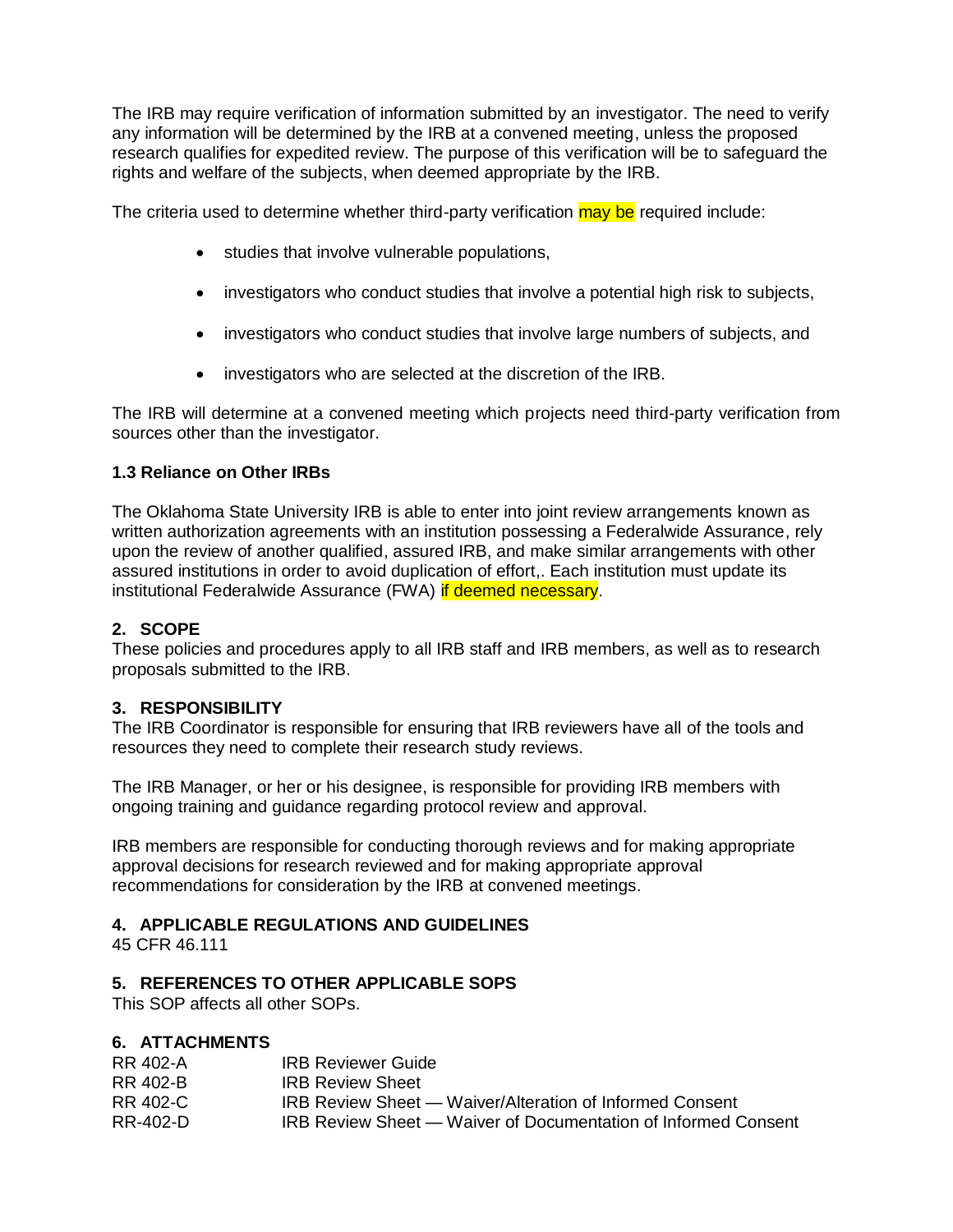The IRB may require verification of information submitted by an investigator. The need to verify any information will be determined by the IRB at a convened meeting, unless the proposed research qualifies for expedited review. The purpose of this verification will be to safeguard the rights and welfare of the subjects, when deemed appropriate by the IRB.

The criteria used to determine whether third-party verification may be required include:

- studies that involve vulnerable populations,
- investigators who conduct studies that involve a potential high risk to subjects,
- investigators who conduct studies that involve large numbers of subjects, and
- investigators who are selected at the discretion of the IRB.

The IRB will determine at a convened meeting which projects need third-party verification from sources other than the investigator.

### 1.3 Reliance on Other IRBs

The Oklahoma State University IRB is able to enter into joint review arrangements known as written authorization agreements with an institution possessing a Federalwide Assurance, rely upon the review of another qualified, assured IRB, and make similar arrangements with other assured institutions in order to avoid duplication of effort,. Each institution must update its institutional Federalwide Assurance (FWA) if deemed necessary.

## 2. SCOPE

These policies and procedures apply to all IRB staff and IRB members, as well as to research proposals submitted to the IRB.

## 3. RESPONSIBILITY

The IRB Coordinator is responsible for ensuring that IRB reviewers have all of the tools and resources they need to complete their research study reviews.

The IRB Manager, or her or his designee, is responsible for providing IRB members with ongoing training and guidance regarding protocol review and approval.

IRB members are responsible for conducting thorough reviews and for making appropriate approval decisions for research reviewed and for making appropriate approval recommendations for consideration by the IRB at convened meetings.

## 4. APPLICABLE REGULATIONS AND GUIDELINES

45 CFR 46.111

## 5. REFERENCES TO OTHER APPLICABLE SOPS

This SOP affects all other SOPs.

## 6. ATTACHMENTS

| | |
|---|---|
| RR 402-A | IRB Reviewer Guide |
| RR 402-B | IRB Review Sheet |
| RR 402-C | IRB Review Sheet — Waiver/Alteration of Informed Consent |
| RR-402-D | IRB Review Sheet — Waiver of Documentation of Informed Consent |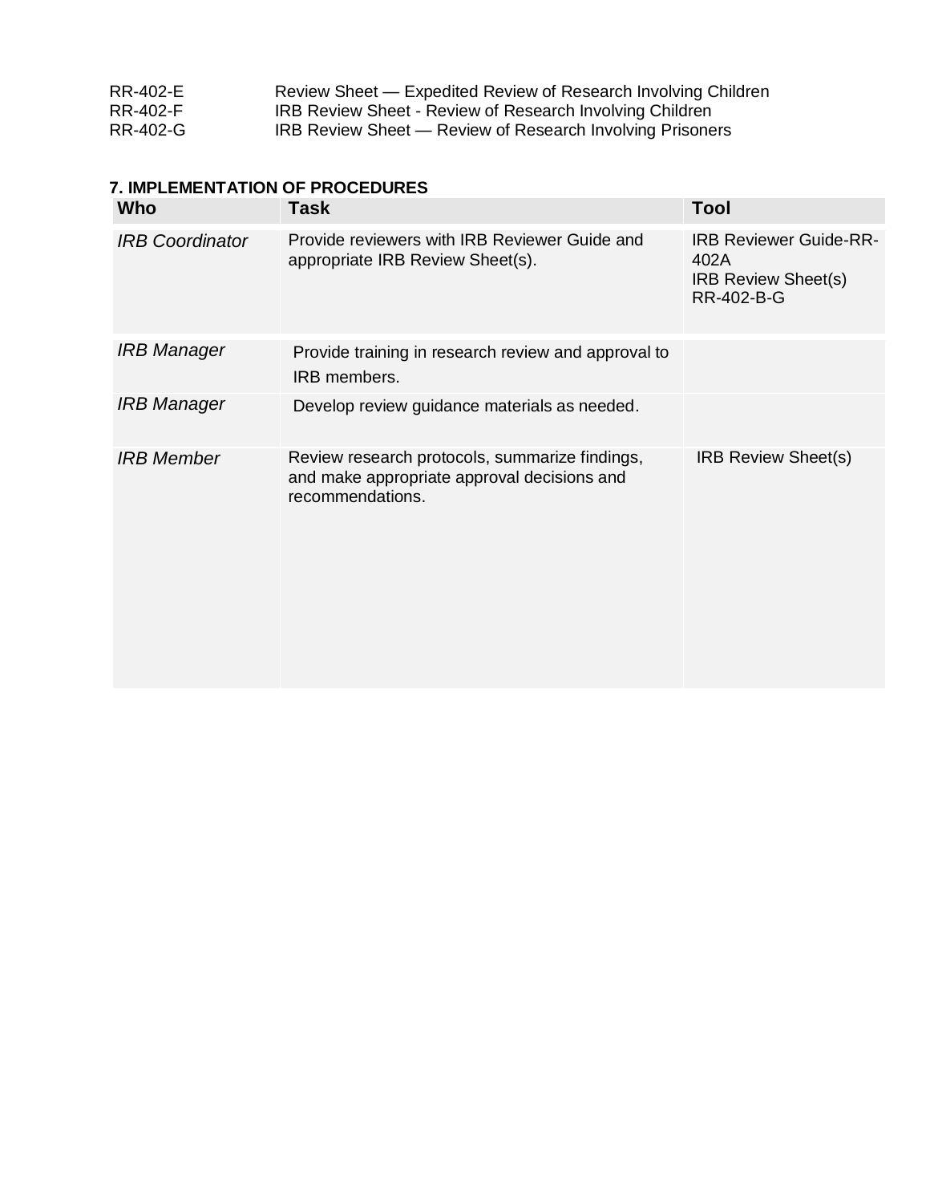| | |
|---|---|
| RR-402-E | Review Sheet — Expedited Review of Research Involving Children |
| RR-402-F | IRB Review Sheet - Review of Research Involving Children |
| RR-402-G | IRB Review Sheet — Review of Research Involving Prisoners |

**7. IMPLEMENTATION OF PROCEDURES**

| Who | Task | Tool |
|---|---|---|
| *IRB Coordinator* | Provide reviewers with IRB Reviewer Guide and appropriate IRB Review Sheet(s). | IRB Reviewer Guide-RR-402A<br>IRB Review Sheet(s) RR-402-B-G |
| *IRB Manager* | Provide training in research review and approval to IRB members. | |
| *IRB Manager* | Develop review guidance materials as needed. | |
| *IRB Member* | Review research protocols, summarize findings, and make appropriate approval decisions and recommendations. | IRB Review Sheet(s) |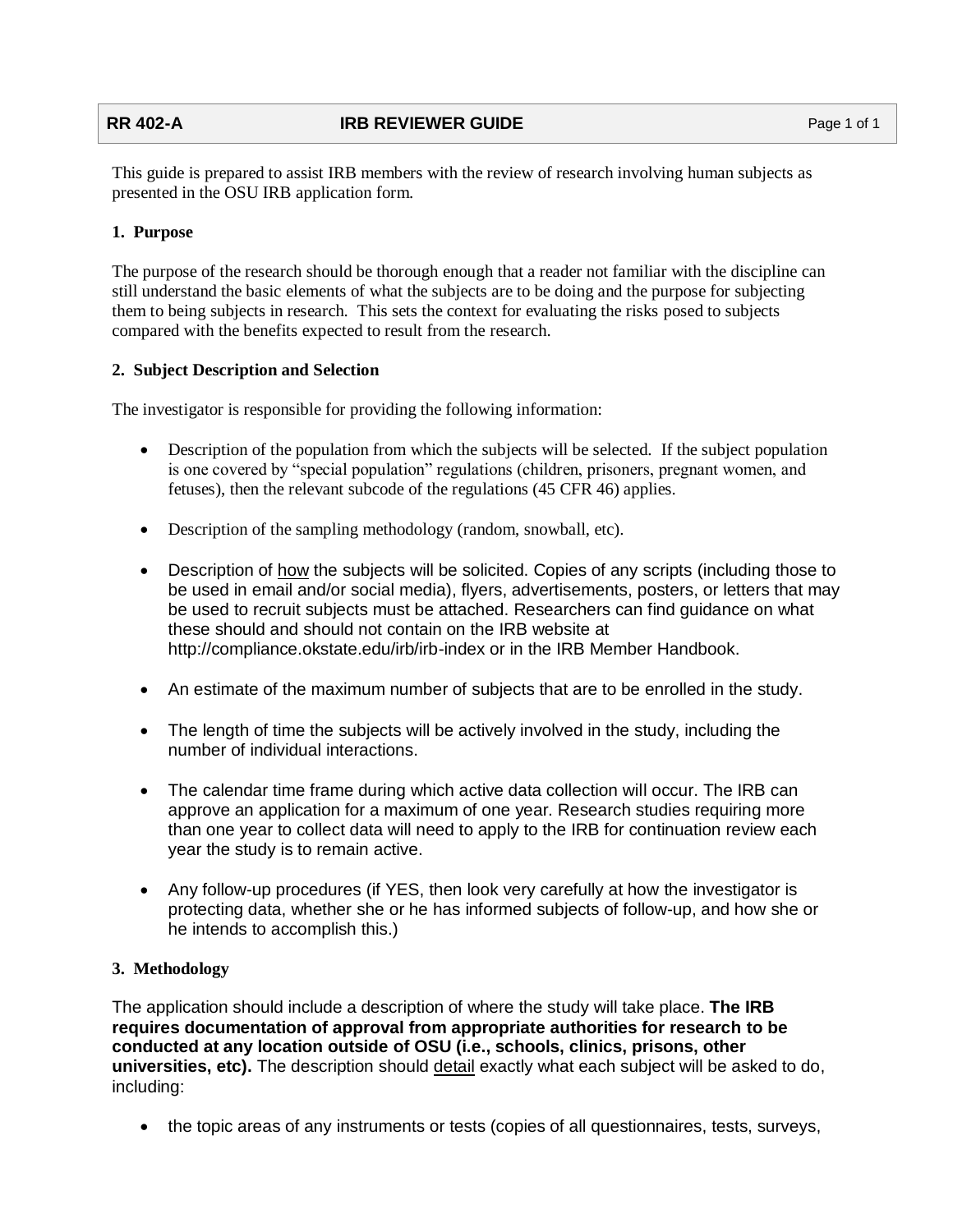| RR 402-A | IRB REVIEWER GUIDE | Page 1 of 1 |
|---|---|---|

This guide is prepared to assist IRB members with the review of research involving human subjects as presented in the OSU IRB application form.

**1. Purpose**

The purpose of the research should be thorough enough that a reader not familiar with the discipline can still understand the basic elements of what the subjects are to be doing and the purpose for subjecting them to being subjects in research. This sets the context for evaluating the risks posed to subjects compared with the benefits expected to result from the research.

**2. Subject Description and Selection**

The investigator is responsible for providing the following information:

- Description of the population from which the subjects will be selected. If the subject population is one covered by "special population" regulations (children, prisoners, pregnant women, and fetuses), then the relevant subcode of the regulations (45 CFR 46) applies.
- Description of the sampling methodology (random, snowball, etc).
- Description of how the subjects will be solicited. Copies of any scripts (including those to be used in email and/or social media), flyers, advertisements, posters, or letters that may be used to recruit subjects must be attached. Researchers can find guidance on what these should and should not contain on the IRB website at http://compliance.okstate.edu/irb/irb-index or in the IRB Member Handbook.
- An estimate of the maximum number of subjects that are to be enrolled in the study.
- The length of time the subjects will be actively involved in the study, including the number of individual interactions.
- The calendar time frame during which active data collection will occur. The IRB can approve an application for a maximum of one year. Research studies requiring more than one year to collect data will need to apply to the IRB for continuation review each year the study is to remain active.
- Any follow-up procedures (if YES, then look very carefully at how the investigator is protecting data, whether she or he has informed subjects of follow-up, and how she or he intends to accomplish this.)

**3. Methodology**

The application should include a description of where the study will take place. **The IRB requires documentation of approval from appropriate authorities for research to be conducted at any location outside of OSU (i.e., schools, clinics, prisons, other universities, etc).** The description should detail exactly what each subject will be asked to do, including:

- the topic areas of any instruments or tests (copies of all questionnaires, tests, surveys,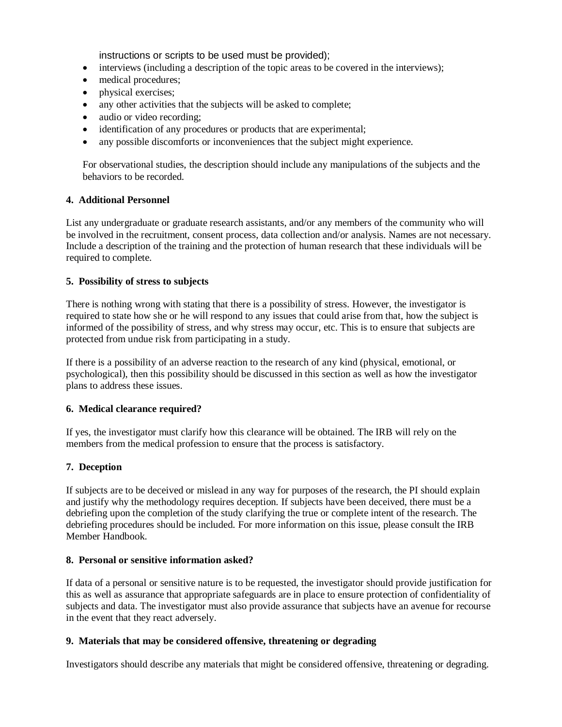instructions or scripts to be used must be provided);

- interviews (including a description of the topic areas to be covered in the interviews);
- medical procedures;
- physical exercises;
- any other activities that the subjects will be asked to complete;
- audio or video recording;
- identification of any procedures or products that are experimental;
- any possible discomforts or inconveniences that the subject might experience.

For observational studies, the description should include any manipulations of the subjects and the behaviors to be recorded.

**4. Additional Personnel**

List any undergraduate or graduate research assistants, and/or any members of the community who will be involved in the recruitment, consent process, data collection and/or analysis. Names are not necessary. Include a description of the training and the protection of human research that these individuals will be required to complete.

**5. Possibility of stress to subjects**

There is nothing wrong with stating that there is a possibility of stress. However, the investigator is required to state how she or he will respond to any issues that could arise from that, how the subject is informed of the possibility of stress, and why stress may occur, etc. This is to ensure that subjects are protected from undue risk from participating in a study.

If there is a possibility of an adverse reaction to the research of any kind (physical, emotional, or psychological), then this possibility should be discussed in this section as well as how the investigator plans to address these issues.

**6. Medical clearance required?**

If yes, the investigator must clarify how this clearance will be obtained. The IRB will rely on the members from the medical profession to ensure that the process is satisfactory.

**7. Deception**

If subjects are to be deceived or mislead in any way for purposes of the research, the PI should explain and justify why the methodology requires deception. If subjects have been deceived, there must be a debriefing upon the completion of the study clarifying the true or complete intent of the research. The debriefing procedures should be included. For more information on this issue, please consult the IRB Member Handbook.

**8. Personal or sensitive information asked?**

If data of a personal or sensitive nature is to be requested, the investigator should provide justification for this as well as assurance that appropriate safeguards are in place to ensure protection of confidentiality of subjects and data. The investigator must also provide assurance that subjects have an avenue for recourse in the event that they react adversely.

**9. Materials that may be considered offensive, threatening or degrading**

Investigators should describe any materials that might be considered offensive, threatening or degrading.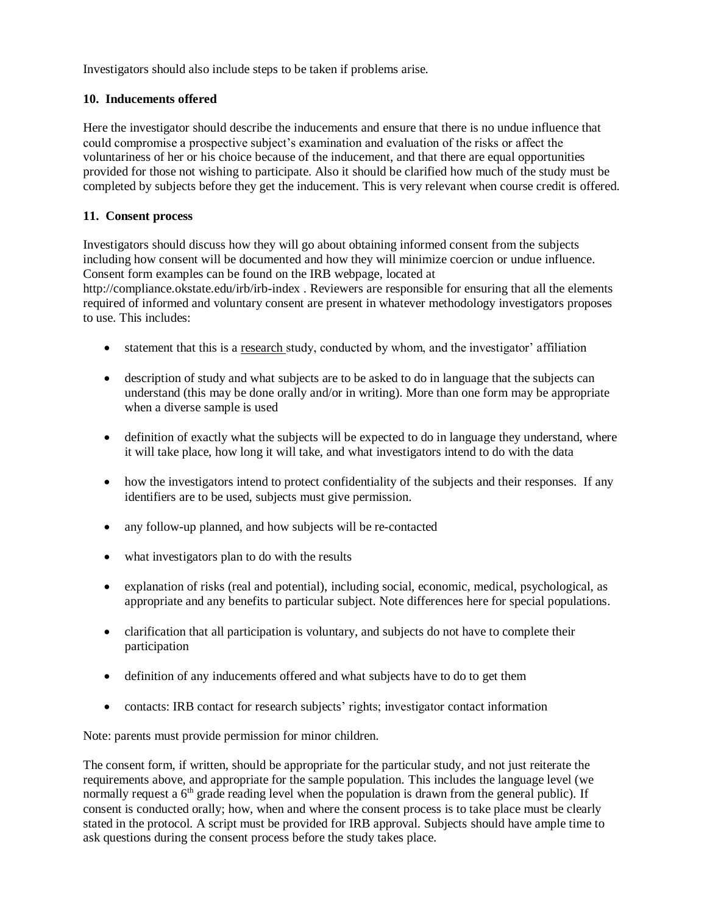Investigators should also include steps to be taken if problems arise.

**10. Inducements offered**

Here the investigator should describe the inducements and ensure that there is no undue influence that could compromise a prospective subject's examination and evaluation of the risks or affect the voluntariness of her or his choice because of the inducement, and that there are equal opportunities provided for those not wishing to participate. Also it should be clarified how much of the study must be completed by subjects before they get the inducement. This is very relevant when course credit is offered.

**11. Consent process**

Investigators should discuss how they will go about obtaining informed consent from the subjects including how consent will be documented and how they will minimize coercion or undue influence. Consent form examples can be found on the IRB webpage, located at http://compliance.okstate.edu/irb/irb-index . Reviewers are responsible for ensuring that all the elements required of informed and voluntary consent are present in whatever methodology investigators proposes to use. This includes:

- statement that this is a research study, conducted by whom, and the investigator' affiliation
- description of study and what subjects are to be asked to do in language that the subjects can understand (this may be done orally and/or in writing). More than one form may be appropriate when a diverse sample is used
- definition of exactly what the subjects will be expected to do in language they understand, where it will take place, how long it will take, and what investigators intend to do with the data
- how the investigators intend to protect confidentiality of the subjects and their responses. If any identifiers are to be used, subjects must give permission.
- any follow-up planned, and how subjects will be re-contacted
- what investigators plan to do with the results
- explanation of risks (real and potential), including social, economic, medical, psychological, as appropriate and any benefits to particular subject. Note differences here for special populations.
- clarification that all participation is voluntary, and subjects do not have to complete their participation
- definition of any inducements offered and what subjects have to do to get them
- contacts: IRB contact for research subjects' rights; investigator contact information

Note: parents must provide permission for minor children.

The consent form, if written, should be appropriate for the particular study, and not just reiterate the requirements above, and appropriate for the sample population. This includes the language level (we normally request a 6th grade reading level when the population is drawn from the general public). If consent is conducted orally; how, when and where the consent process is to take place must be clearly stated in the protocol. A script must be provided for IRB approval. Subjects should have ample time to ask questions during the consent process before the study takes place.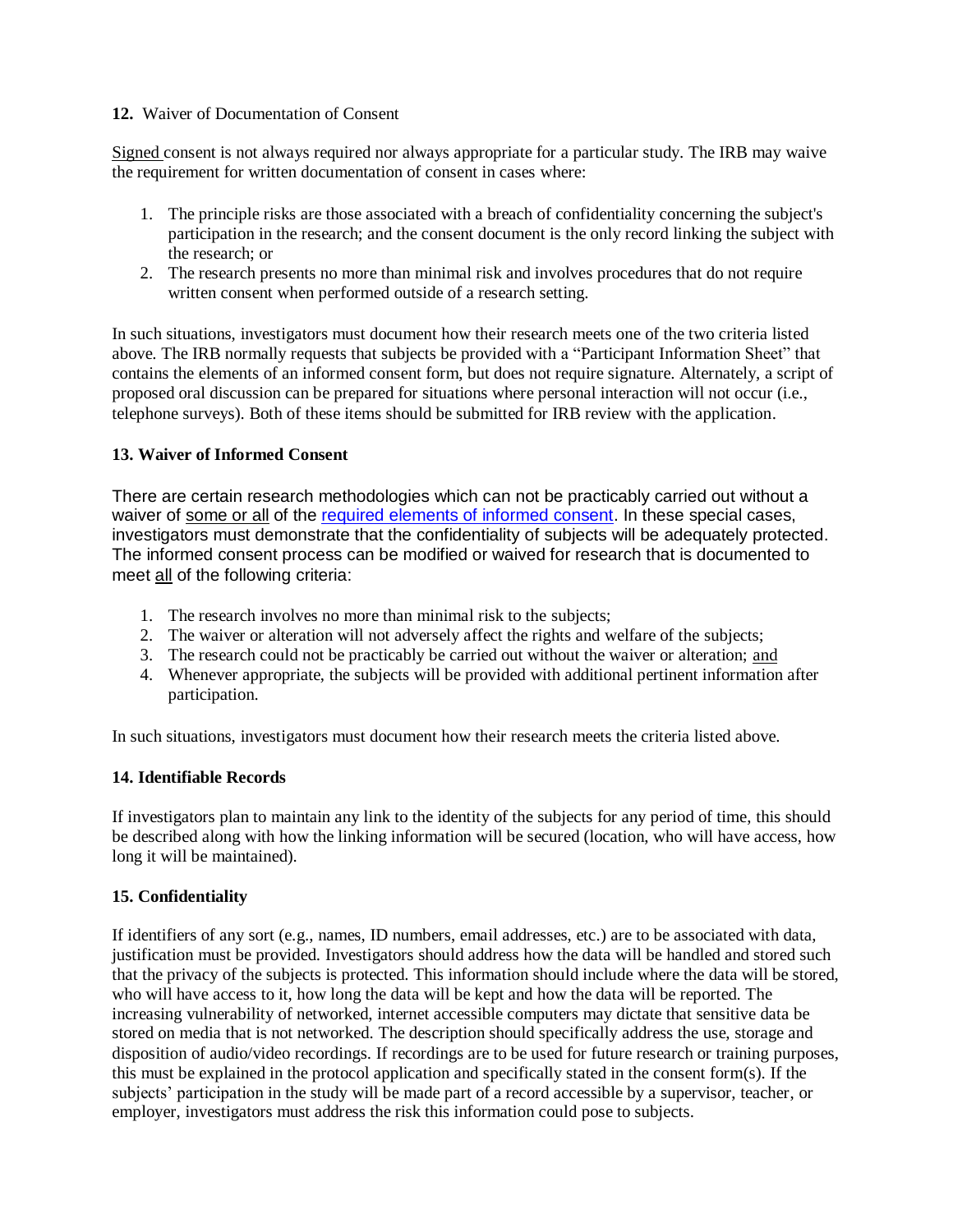**12.** Waiver of Documentation of Consent

Signed consent is not always required nor always appropriate for a particular study. The IRB may waive the requirement for written documentation of consent in cases where:

1. The principle risks are those associated with a breach of confidentiality concerning the subject's participation in the research; and the consent document is the only record linking the subject with the research; or
2. The research presents no more than minimal risk and involves procedures that do not require written consent when performed outside of a research setting.

In such situations, investigators must document how their research meets one of the two criteria listed above. The IRB normally requests that subjects be provided with a "Participant Information Sheet" that contains the elements of an informed consent form, but does not require signature. Alternately, a script of proposed oral discussion can be prepared for situations where personal interaction will not occur (i.e., telephone surveys). Both of these items should be submitted for IRB review with the application.

**13. Waiver of Informed Consent**

There are certain research methodologies which can not be practicably carried out without a waiver of some or all of the required elements of informed consent. In these special cases, investigators must demonstrate that the confidentiality of subjects will be adequately protected. The informed consent process can be modified or waived for research that is documented to meet all of the following criteria:

1. The research involves no more than minimal risk to the subjects;
2. The waiver or alteration will not adversely affect the rights and welfare of the subjects;
3. The research could not be practicably be carried out without the waiver or alteration; and
4. Whenever appropriate, the subjects will be provided with additional pertinent information after participation.

In such situations, investigators must document how their research meets the criteria listed above.

**14. Identifiable Records**

If investigators plan to maintain any link to the identity of the subjects for any period of time, this should be described along with how the linking information will be secured (location, who will have access, how long it will be maintained).

**15. Confidentiality**

If identifiers of any sort (e.g., names, ID numbers, email addresses, etc.) are to be associated with data, justification must be provided. Investigators should address how the data will be handled and stored such that the privacy of the subjects is protected. This information should include where the data will be stored, who will have access to it, how long the data will be kept and how the data will be reported. The increasing vulnerability of networked, internet accessible computers may dictate that sensitive data be stored on media that is not networked. The description should specifically address the use, storage and disposition of audio/video recordings. If recordings are to be used for future research or training purposes, this must be explained in the protocol application and specifically stated in the consent form(s). If the subjects' participation in the study will be made part of a record accessible by a supervisor, teacher, or employer, investigators must address the risk this information could pose to subjects.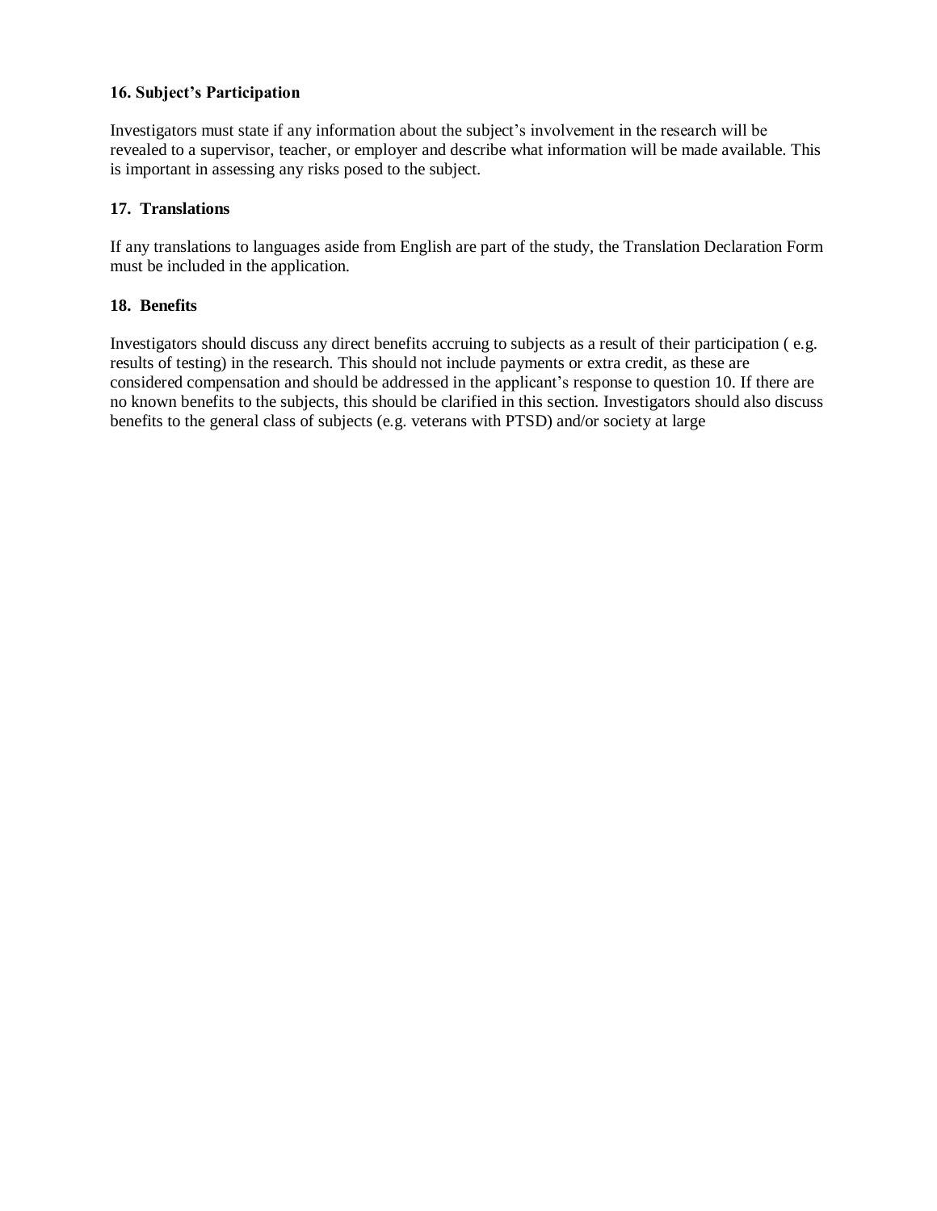**16. Subject's Participation**

Investigators must state if any information about the subject's involvement in the research will be revealed to a supervisor, teacher, or employer and describe what information will be made available. This is important in assessing any risks posed to the subject.

**17. Translations**

If any translations to languages aside from English are part of the study, the Translation Declaration Form must be included in the application.

**18. Benefits**

Investigators should discuss any direct benefits accruing to subjects as a result of their participation ( e.g. results of testing) in the research. This should not include payments or extra credit, as these are considered compensation and should be addressed in the applicant's response to question 10. If there are no known benefits to the subjects, this should be clarified in this section. Investigators should also discuss benefits to the general class of subjects (e.g. veterans with PTSD) and/or society at large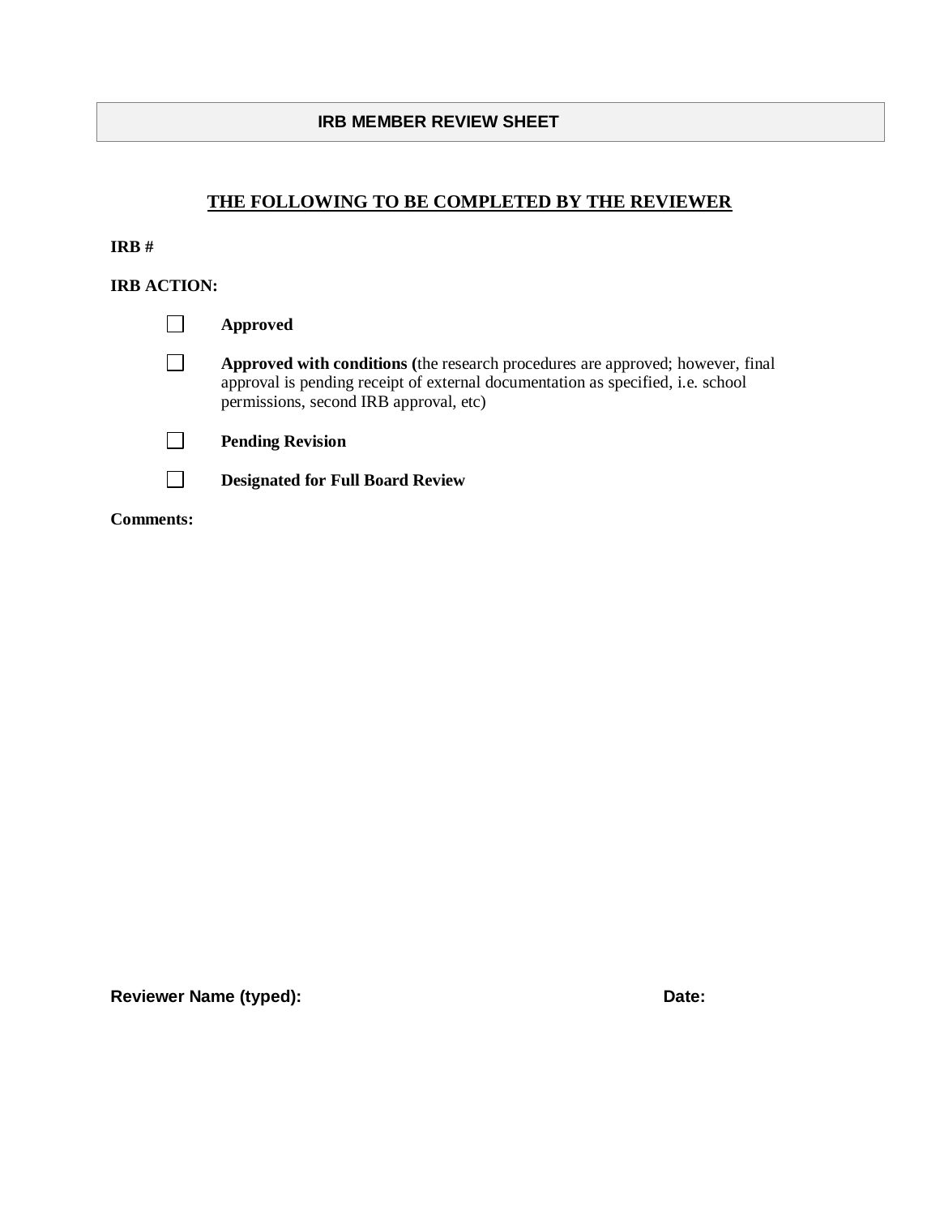# IRB MEMBER REVIEW SHEET

## THE FOLLOWING TO BE COMPLETED BY THE REVIEWER

**IRB #**

**IRB ACTION:**

- ☐ **Approved**
- ☐ **Approved with conditions (**the research procedures are approved; however, final approval is pending receipt of external documentation as specified, i.e. school permissions, second IRB approval, etc)
- ☐ **Pending Revision**
- ☐ **Designated for Full Board Review**

**Comments:**

**Reviewer Name (typed):** **Date:**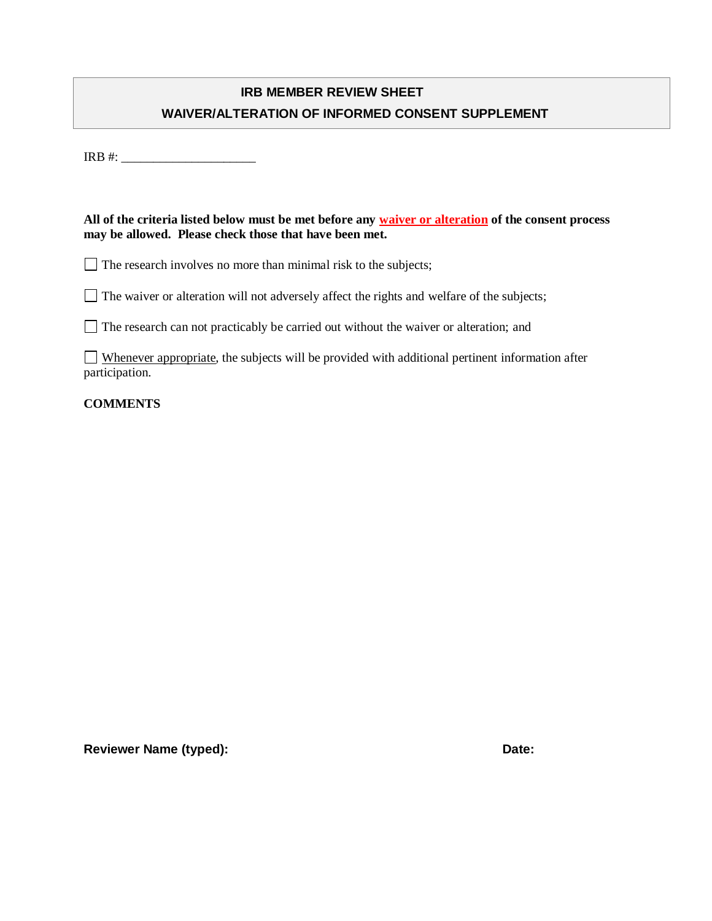## IRB MEMBER REVIEW SHEET

## WAIVER/ALTERATION OF INFORMED CONSENT SUPPLEMENT

IRB #: _____________________

**All of the criteria listed below must be met before any waiver or alteration of the consent process may be allowed. Please check those that have been met.**

- [ ] The research involves no more than minimal risk to the subjects;
- [ ] The waiver or alteration will not adversely affect the rights and welfare of the subjects;
- [ ] The research can not practicably be carried out without the waiver or alteration; and
- [ ] Whenever appropriate, the subjects will be provided with additional pertinent information after participation.

**COMMENTS**

**Reviewer Name (typed):** **Date:**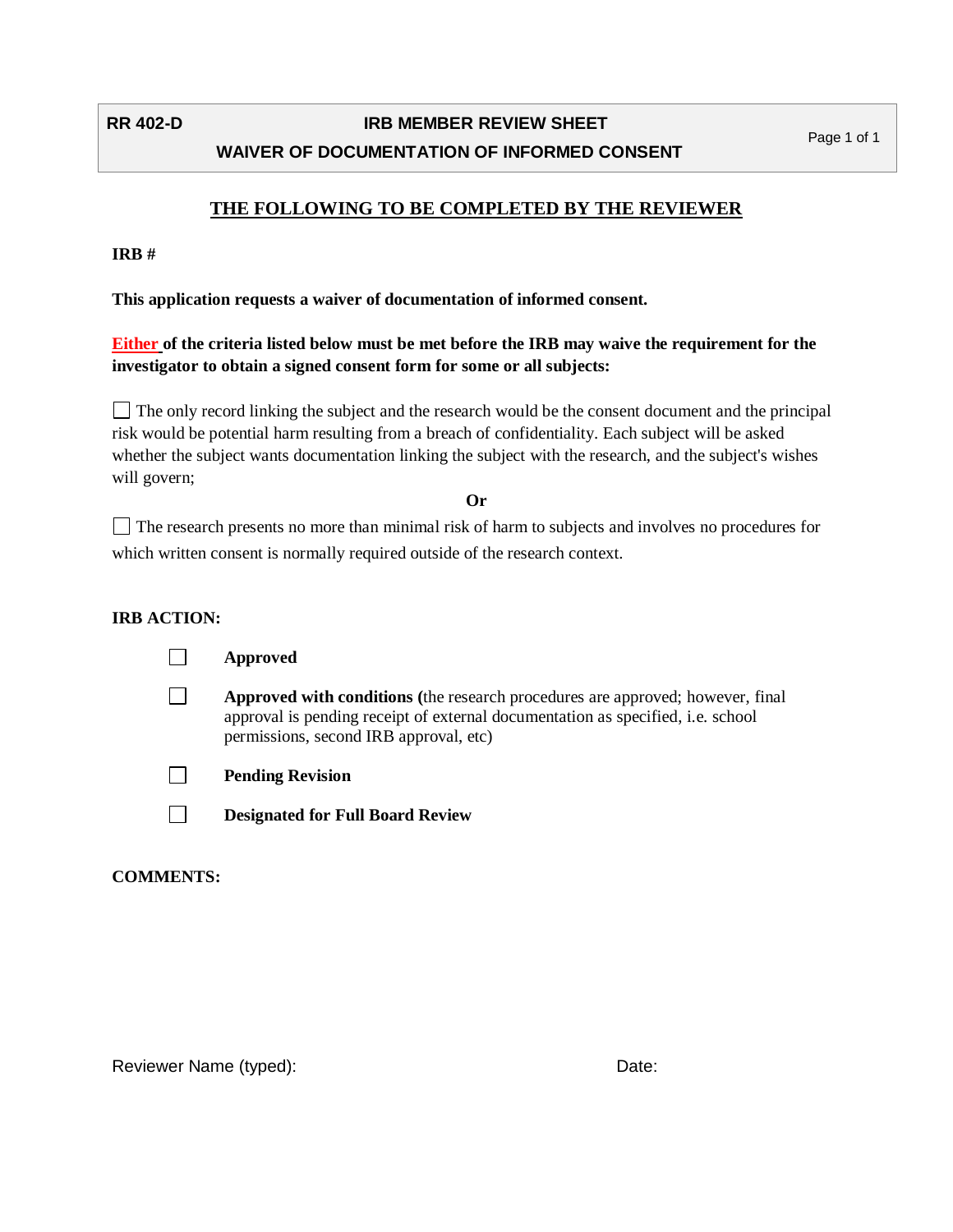**RR 402-D** — **IRB MEMBER REVIEW SHEET**

**WAIVER OF DOCUMENTATION OF INFORMED CONSENT**

## THE FOLLOWING TO BE COMPLETED BY THE REVIEWER

**IRB #**

**This application requests a waiver of documentation of informed consent.**

**Either of the criteria listed below must be met before the IRB may waive the requirement for the investigator to obtain a signed consent form for some or all subjects:**

☐ The only record linking the subject and the research would be the consent document and the principal risk would be potential harm resulting from a breach of confidentiality. Each subject will be asked whether the subject wants documentation linking the subject with the research, and the subject's wishes will govern;

**Or**

☐ The research presents no more than minimal risk of harm to subjects and involves no procedures for which written consent is normally required outside of the research context.

**IRB ACTION:**

- ☐ **Approved**
- ☐ **Approved with conditions (**the research procedures are approved; however, final approval is pending receipt of external documentation as specified, i.e. school permissions, second IRB approval, etc)
- ☐ **Pending Revision**
- ☐ **Designated for Full Board Review**

**COMMENTS:**

Reviewer Name (typed): Date: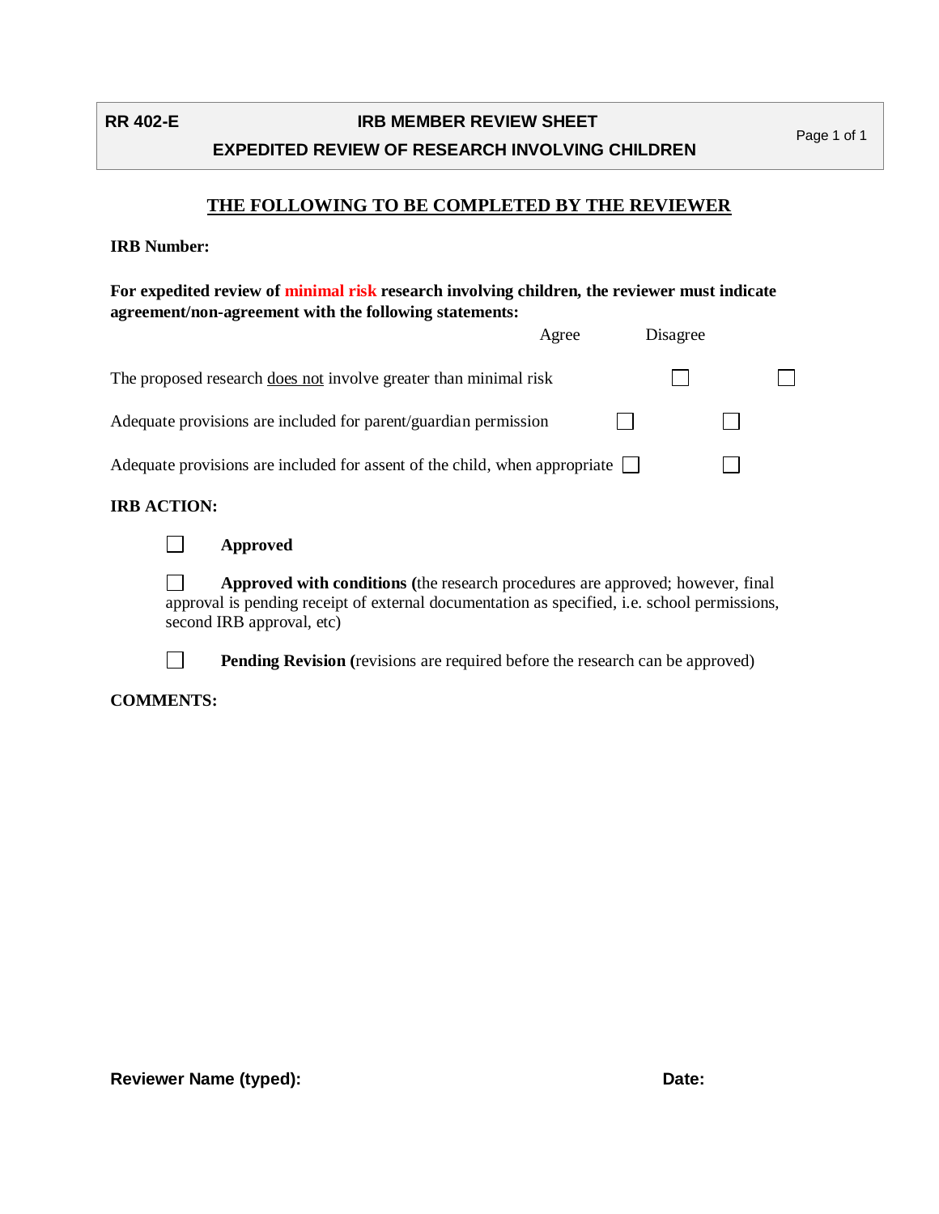**RR 402-E** **IRB MEMBER REVIEW SHEET**

**EXPEDITED REVIEW OF RESEARCH INVOLVING CHILDREN**

## THE FOLLOWING TO BE COMPLETED BY THE REVIEWER

**IRB Number:**

**For expedited review of minimal risk research involving children, the reviewer must indicate agreement/non-agreement with the following statements:**

| | Agree | Disagree |
|---|---|---|
| The proposed research does not involve greater than minimal risk | ☐ | ☐ |
| Adequate provisions are included for parent/guardian permission | ☐ | ☐ |
| Adequate provisions are included for assent of the child, when appropriate | ☐ | ☐ |

**IRB ACTION:**

☐ **Approved**

☐ **Approved with conditions (**the research procedures are approved; however, final approval is pending receipt of external documentation as specified, i.e. school permissions, second IRB approval, etc)

☐ **Pending Revision (**revisions are required before the research can be approved)

**COMMENTS:**

**Reviewer Name (typed):** **Date:**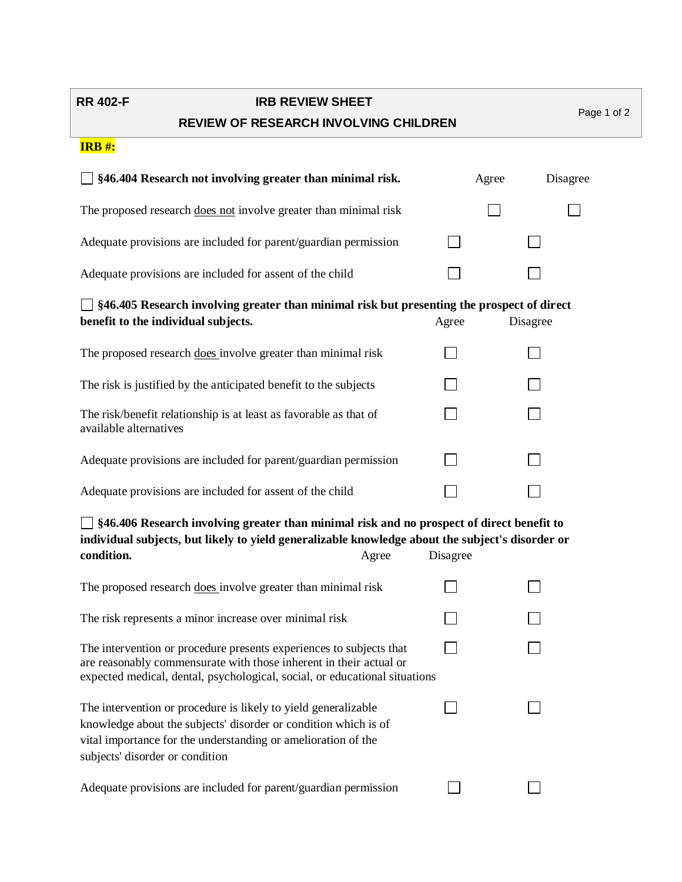**RR 402-F** **IRB REVIEW SHEET**

**REVIEW OF RESEARCH INVOLVING CHILDREN**

**IRB #:**

☐ **§46.404 Research not involving greater than minimal risk.**

| | Agree | Disagree |
|---|---|---|
| The proposed research <u>does not</u> involve greater than minimal risk | ☐ | ☐ |
| Adequate provisions are included for parent/guardian permission | ☐ | ☐ |
| Adequate provisions are included for assent of the child | ☐ | ☐ |

☐ **§46.405 Research involving greater than minimal risk but presenting the prospect of direct benefit to the individual subjects.**

| | Agree | Disagree |
|---|---|---|
| The proposed research <u>does</u> involve greater than minimal risk | ☐ | ☐ |
| The risk is justified by the anticipated benefit to the subjects | ☐ | ☐ |
| The risk/benefit relationship is at least as favorable as that of available alternatives | ☐ | ☐ |
| Adequate provisions are included for parent/guardian permission | ☐ | ☐ |
| Adequate provisions are included for assent of the child | ☐ | ☐ |

☐ **§46.406 Research involving greater than minimal risk and no prospect of direct benefit to individual subjects, but likely to yield generalizable knowledge about the subject's disorder or condition.**

| | Agree | Disagree |
|---|---|---|
| The proposed research <u>does</u> involve greater than minimal risk | ☐ | ☐ |
| The risk represents a minor increase over minimal risk | ☐ | ☐ |
| The intervention or procedure presents experiences to subjects that are reasonably commensurate with those inherent in their actual or expected medical, dental, psychological, social, or educational situations | ☐ | ☐ |
| The intervention or procedure is likely to yield generalizable knowledge about the subjects' disorder or condition which is of vital importance for the understanding or amelioration of the subjects' disorder or condition | ☐ | ☐ |
| Adequate provisions are included for parent/guardian permission | ☐ | ☐ |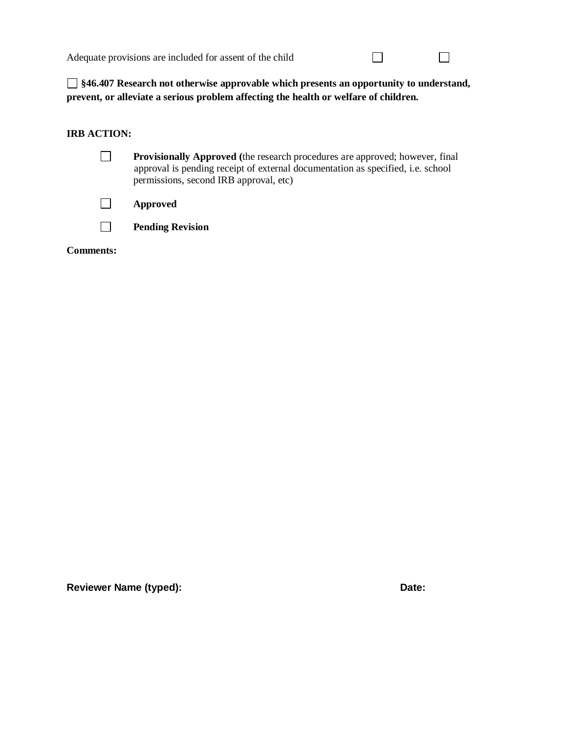| Adequate provisions are included for assent of the child | ☐ | ☐ |
|---|---|---|

☐ **§46.407 Research not otherwise approvable which presents an opportunity to understand, prevent, or alleviate a serious problem affecting the health or welfare of children.**

**IRB ACTION:**

☐ **Provisionally Approved (**the research procedures are approved; however, final approval is pending receipt of external documentation as specified, i.e. school permissions, second IRB approval, etc)

☐ **Approved**

☐ **Pending Revision**

**Comments:**

**Reviewer Name (typed):** **Date:**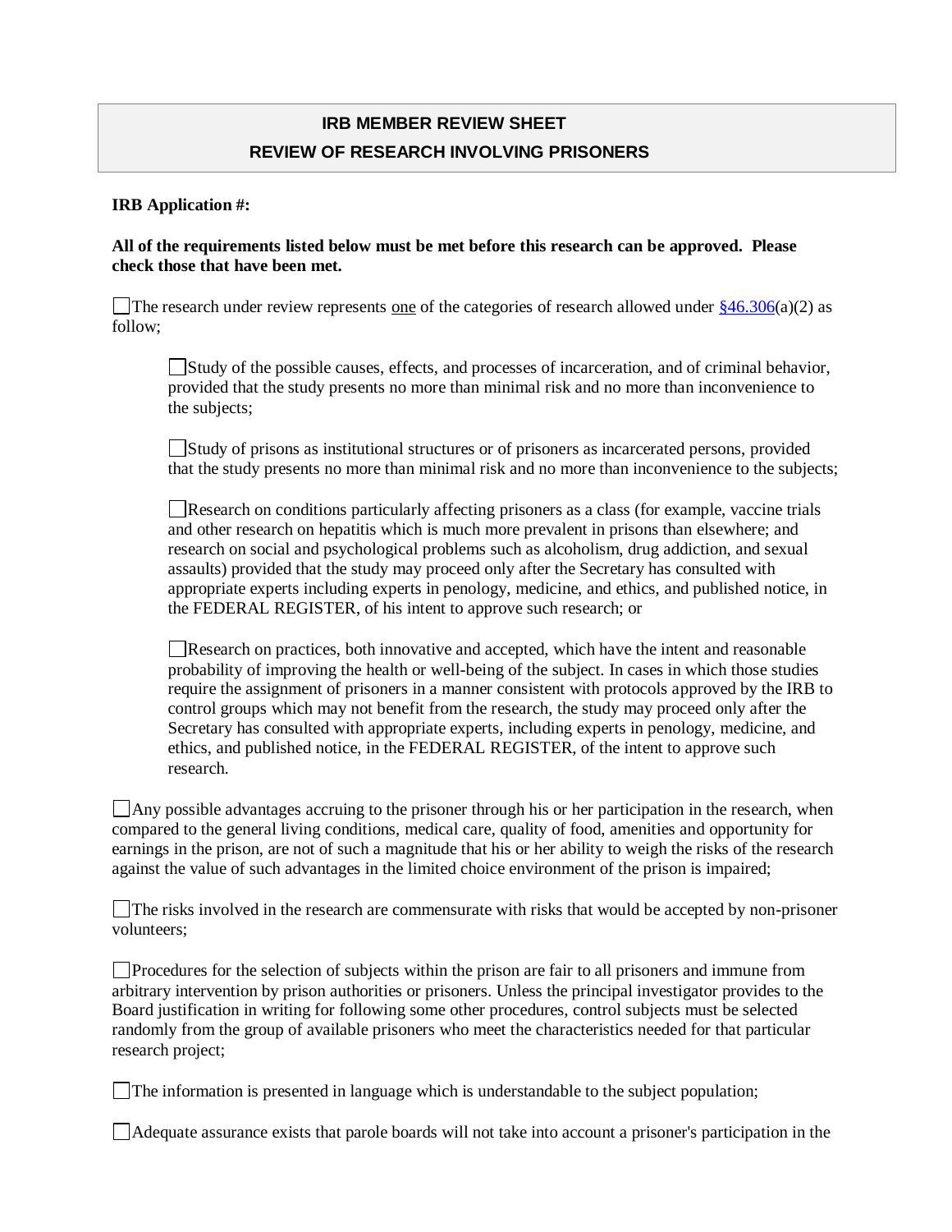## IRB MEMBER REVIEW SHEET
## REVIEW OF RESEARCH INVOLVING PRISONERS

**IRB Application #:**

**All of the requirements listed below must be met before this research can be approved. Please check those that have been met.**

☐ The research under review represents one of the categories of research allowed under §46.306(a)(2) as follow;

> ☐ Study of the possible causes, effects, and processes of incarceration, and of criminal behavior, provided that the study presents no more than minimal risk and no more than inconvenience to the subjects;
>
> ☐ Study of prisons as institutional structures or of prisoners as incarcerated persons, provided that the study presents no more than minimal risk and no more than inconvenience to the subjects;
>
> ☐ Research on conditions particularly affecting prisoners as a class (for example, vaccine trials and other research on hepatitis which is much more prevalent in prisons than elsewhere; and research on social and psychological problems such as alcoholism, drug addiction, and sexual assaults) provided that the study may proceed only after the Secretary has consulted with appropriate experts including experts in penology, medicine, and ethics, and published notice, in the FEDERAL REGISTER, of his intent to approve such research; or
>
> ☐ Research on practices, both innovative and accepted, which have the intent and reasonable probability of improving the health or well-being of the subject. In cases in which those studies require the assignment of prisoners in a manner consistent with protocols approved by the IRB to control groups which may not benefit from the research, the study may proceed only after the Secretary has consulted with appropriate experts, including experts in penology, medicine, and ethics, and published notice, in the FEDERAL REGISTER, of the intent to approve such research.

☐ Any possible advantages accruing to the prisoner through his or her participation in the research, when compared to the general living conditions, medical care, quality of food, amenities and opportunity for earnings in the prison, are not of such a magnitude that his or her ability to weigh the risks of the research against the value of such advantages in the limited choice environment of the prison is impaired;

☐ The risks involved in the research are commensurate with risks that would be accepted by non-prisoner volunteers;

☐ Procedures for the selection of subjects within the prison are fair to all prisoners and immune from arbitrary intervention by prison authorities or prisoners. Unless the principal investigator provides to the Board justification in writing for following some other procedures, control subjects must be selected randomly from the group of available prisoners who meet the characteristics needed for that particular research project;

☐ The information is presented in language which is understandable to the subject population;

☐ Adequate assurance exists that parole boards will not take into account a prisoner's participation in the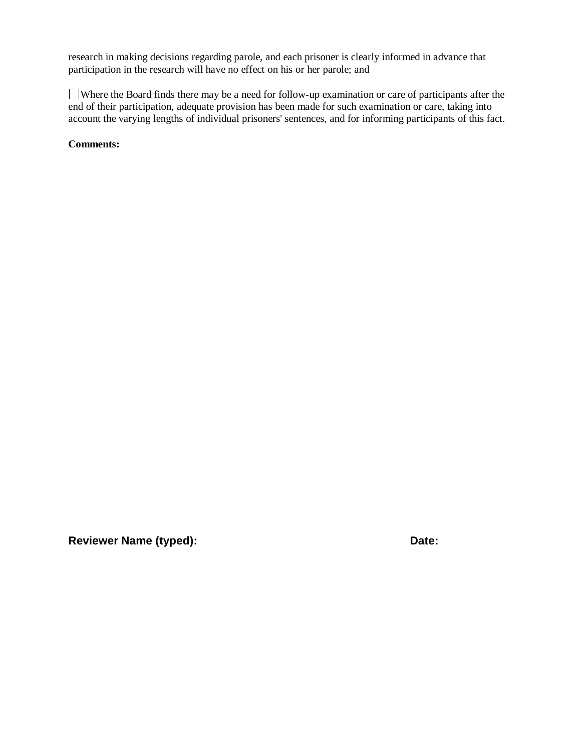research in making decisions regarding parole, and each prisoner is clearly informed in advance that participation in the research will have no effect on his or her parole; and

☐ Where the Board finds there may be a need for follow-up examination or care of participants after the end of their participation, adequate provision has been made for such examination or care, taking into account the varying lengths of individual prisoners' sentences, and for informing participants of this fact.

**Comments:**

**Reviewer Name (typed):** **Date:**